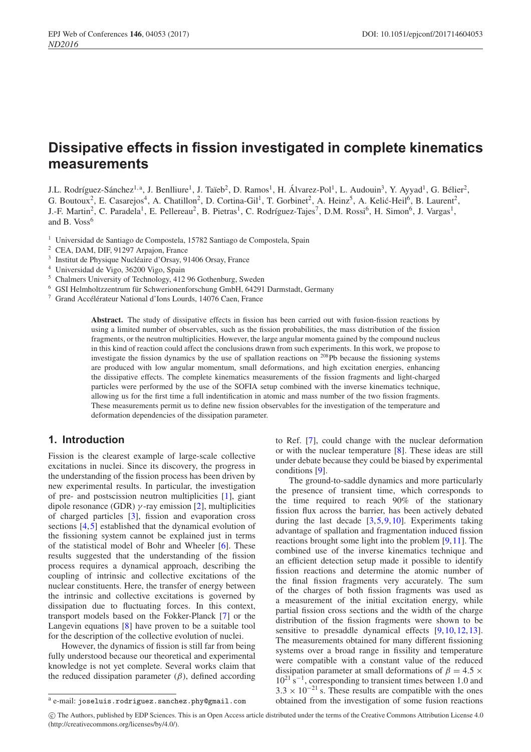# Dissipative effects in fission investigated in complete kinematics measurements

J.L. Rodríguez-Sánchez[1,a], J. Benlliure[1], J. Taïeb[2], D. Ramos[1], H. Álvarez-Pol[1], L. Audouin[3], Y. Ayyad[1], G. Bélier[2], G. Boutoux[2], E. Casarejos[4], A. Chatillon[2], D. Cortina-Gil[1], T. Gorbinet[2], A. Heinz[5], A. Kelić-Heil[6], B. Laurent[2], J.-F. Martin[2], C. Paradela[1], E. Pellereau[2], B. Pietras[1], C. Rodríguez-Tajes[7], D.M. Rossi[6], H. Simon[6], J. Vargas[1], and B. Voss[6]

[1] Universidad de Santiago de Compostela, 15782 Santiago de Compostela, Spain
[2] CEA, DAM, DIF, 91297 Arpajon, France
[3] Institut de Physique Nucléaire d'Orsay, 91406 Orsay, France
[4] Universidad de Vigo, 36200 Vigo, Spain
[5] Chalmers University of Technology, 412 96 Gothenburg, Sweden
[6] GSI Helmholtzzentrum für Schwerionenforschung GmbH, 64291 Darmstadt, Germany
[7] Grand Accélérateur National d'Ions Lourds, 14076 Caen, France

**Abstract.** The study of dissipative effects in fission has been carried out with fusion-fission reactions by using a limited number of observables, such as the fission probabilities, the mass distribution of the fission fragments, or the neutron multiplicities. However, the large angular momenta gained by the compound nucleus in this kind of reaction could affect the conclusions drawn from such experiments. In this work, we propose to investigate the fission dynamics by the use of spallation reactions on $^{208}$Pb because the fissioning systems are produced with low angular momentum, small deformations, and high excitation energies, enhancing the dissipative effects. The complete kinematics measurements of the fission fragments and light-charged particles were performed by the use of the SOFIA setup combined with the inverse kinematics technique, allowing us for the first time a full identification in atomic and mass number of the two fission fragments. These measurements permit us to define new fission observables for the investigation of the temperature and deformation dependencies of the dissipation parameter.

## 1. Introduction

Fission is the clearest example of large-scale collective excitations in nuclei. Since its discovery, the progress in the understanding of the fission process has been driven by new experimental results. In particular, the investigation of pre- and postscission neutron multiplicities [1], giant dipole resonance (GDR) $\gamma$-ray emission [2], multiplicities of charged particles [3], fission and evaporation cross sections [4,5] established that the dynamical evolution of the fissioning system cannot be explained just in terms of the statistical model of Bohr and Wheeler [6]. These results suggested that the understanding of the fission process requires a dynamical approach, describing the coupling of intrinsic and collective excitations of the nuclear constituents. Here, the transfer of energy between the intrinsic and collective excitations is governed by dissipation due to fluctuating forces. In this context, transport models based on the Fokker-Planck [7] or the Langevin equations [8] have proven to be a suitable tool for the description of the collective evolution of nuclei.

However, the dynamics of fission is still far from being fully understood because our theoretical and experimental knowledge is not yet complete. Several works claim that the reduced dissipation parameter ($\beta$), defined according to Ref. [7], could change with the nuclear deformation or with the nuclear temperature [8]. These ideas are still under debate because they could be biased by experimental conditions [9].

The ground-to-saddle dynamics and more particularly the presence of transient time, which corresponds to the time required to reach 90% of the stationary fission flux across the barrier, has been actively debated during the last decade [3,5,9,10]. Experiments taking advantage of spallation and fragmentation induced fission reactions brought some light into the problem [9,11]. The combined use of the inverse kinematics technique and an efficient detection setup made it possible to identify fission reactions and determine the atomic number of the final fission fragments very accurately. The sum of the charges of both fission fragments was used as a measurement of the initial excitation energy, while partial fission cross sections and the width of the charge distribution of the fission fragments were shown to be sensitive to presaddle dynamical effects [9,10,12,13]. The measurements obtained for many different fissioning systems over a broad range in fissility and temperature were compatible with a constant value of the reduced dissipation parameter at small deformations of $\beta = 4.5 \times 10^{21}$ s$^{-1}$, corresponding to transient times between 1.0 and $3.3 \times 10^{-21}$ s. These results are compatible with the ones obtained from the investigation of some fusion reactions

[a] e-mail: joseluis.rodriguez.sanchez.phy@gmail.com

© The Authors, published by EDP Sciences. This is an Open Access article distributed under the terms of the Creative Commons Attribution License 4.0 (http://creativecommons.org/licenses/by/4.0/).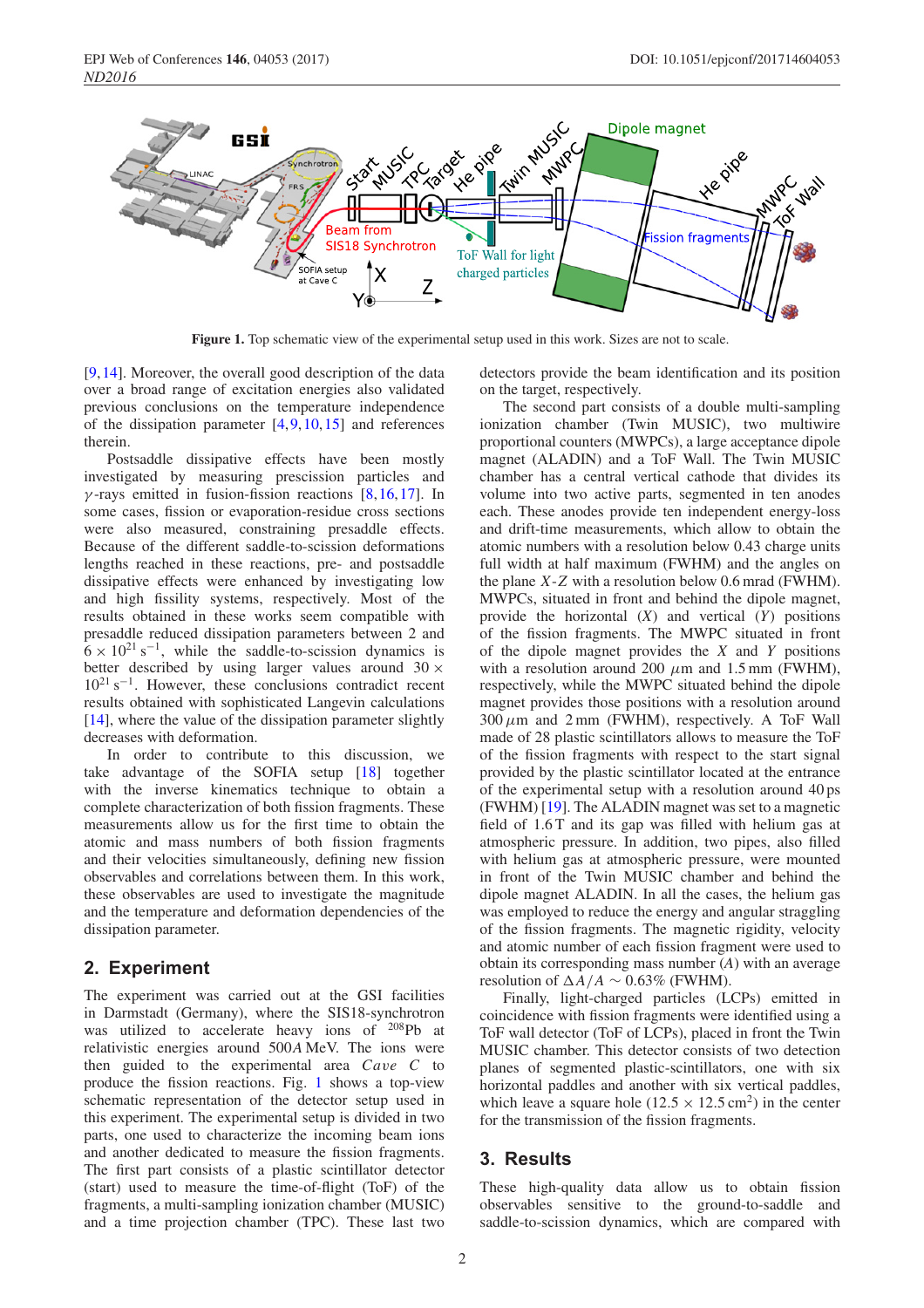**Figure 1.** Top schematic view of the experimental setup used in this work. Sizes are not to scale.

[9, 14]. Moreover, the overall good description of the data over a broad range of excitation energies also validated previous conclusions on the temperature independence of the dissipation parameter [4, 9, 10, 15] and references therein.

Postsaddle dissipative effects have been mostly investigated by measuring prescission particles and $\gamma$-rays emitted in fusion-fission reactions [8, 16, 17]. In some cases, fission or evaporation-residue cross sections were also measured, constraining presaddle effects. Because of the different saddle-to-scission deformations lengths reached in these reactions, pre- and postsaddle dissipative effects were enhanced by investigating low and high fissility systems, respectively. Most of the results obtained in these works seem compatible with presaddle reduced dissipation parameters between 2 and $6 \times 10^{21}$ s$^{-1}$, while the saddle-to-scission dynamics is better described by using larger values around $30 \times 10^{21}$ s$^{-1}$. However, these conclusions contradict recent results obtained with sophisticated Langevin calculations [14], where the value of the dissipation parameter slightly decreases with deformation.

In order to contribute to this discussion, we take advantage of the SOFIA setup [18] together with the inverse kinematics technique to obtain a complete characterization of both fission fragments. These measurements allow us for the first time to obtain the atomic and mass numbers of both fission fragments and their velocities simultaneously, defining new fission observables and correlations between them. In this work, these observables are used to investigate the magnitude and the temperature and deformation dependencies of the dissipation parameter.

## 2. Experiment

The experiment was carried out at the GSI facilities in Darmstadt (Germany), where the SIS18-synchrotron was utilized to accelerate heavy ions of $^{208}$Pb at relativistic energies around 500$A$ MeV. The ions were then guided to the experimental area *Cave C* to produce the fission reactions. Fig. 1 shows a top-view schematic representation of the detector setup used in this experiment. The experimental setup is divided in two parts, one used to characterize the incoming beam ions and another dedicated to measure the fission fragments. The first part consists of a plastic scintillator detector (start) used to measure the time-of-flight (ToF) of the fragments, a multi-sampling ionization chamber (MUSIC) and a time projection chamber (TPC). These last two detectors provide the beam identification and its position on the target, respectively.

The second part consists of a double multi-sampling ionization chamber (Twin MUSIC), two multiwire proportional counters (MWPCs), a large acceptance dipole magnet (ALADIN) and a ToF Wall. The Twin MUSIC chamber has a central vertical cathode that divides its volume into two active parts, segmented in ten anodes each. These anodes provide ten independent energy-loss and drift-time measurements, which allow to obtain the atomic numbers with a resolution below 0.43 charge units full width at half maximum (FWHM) and the angles on the plane $X$-$Z$ with a resolution below 0.6 mrad (FWHM). MWPCs, situated in front and behind the dipole magnet, provide the horizontal ($X$) and vertical ($Y$) positions of the fission fragments. The MWPC situated in front of the dipole magnet provides the $X$ and $Y$ positions with a resolution around 200 $\mu$m and 1.5 mm (FWHM), respectively, while the MWPC situated behind the dipole magnet provides those positions with a resolution around 300 $\mu$m and 2 mm (FWHM), respectively. A ToF Wall made of 28 plastic scintillators allows to measure the ToF of the fission fragments with respect to the start signal provided by the plastic scintillator located at the entrance of the experimental setup with a resolution around 40 ps (FWHM) [19]. The ALADIN magnet was set to a magnetic field of 1.6 T and its gap was filled with helium gas at atmospheric pressure. In addition, two pipes, also filled with helium gas at atmospheric pressure, were mounted in front of the Twin MUSIC chamber and behind the dipole magnet ALADIN. In all the cases, the helium gas was employed to reduce the energy and angular straggling of the fission fragments. The magnetic rigidity, velocity and atomic number of each fission fragment were used to obtain its corresponding mass number ($A$) with an average resolution of $\Delta A/A \sim 0.63\%$ (FWHM).

Finally, light-charged particles (LCPs) emitted in coincidence with fission fragments were identified using a ToF Wall detector (ToF of LCPs), placed in front the Twin MUSIC chamber. This detector consists of two detection planes of segmented plastic-scintillators, one with six horizontal paddles and another with six vertical paddles, which leave a square hole ($12.5 \times 12.5$ cm$^2$) in the center for the transmission of the fission fragments.

## 3. Results

These high-quality data allow us to obtain fission observables sensitive to the ground-to-saddle and saddle-to-scission dynamics, which are compared with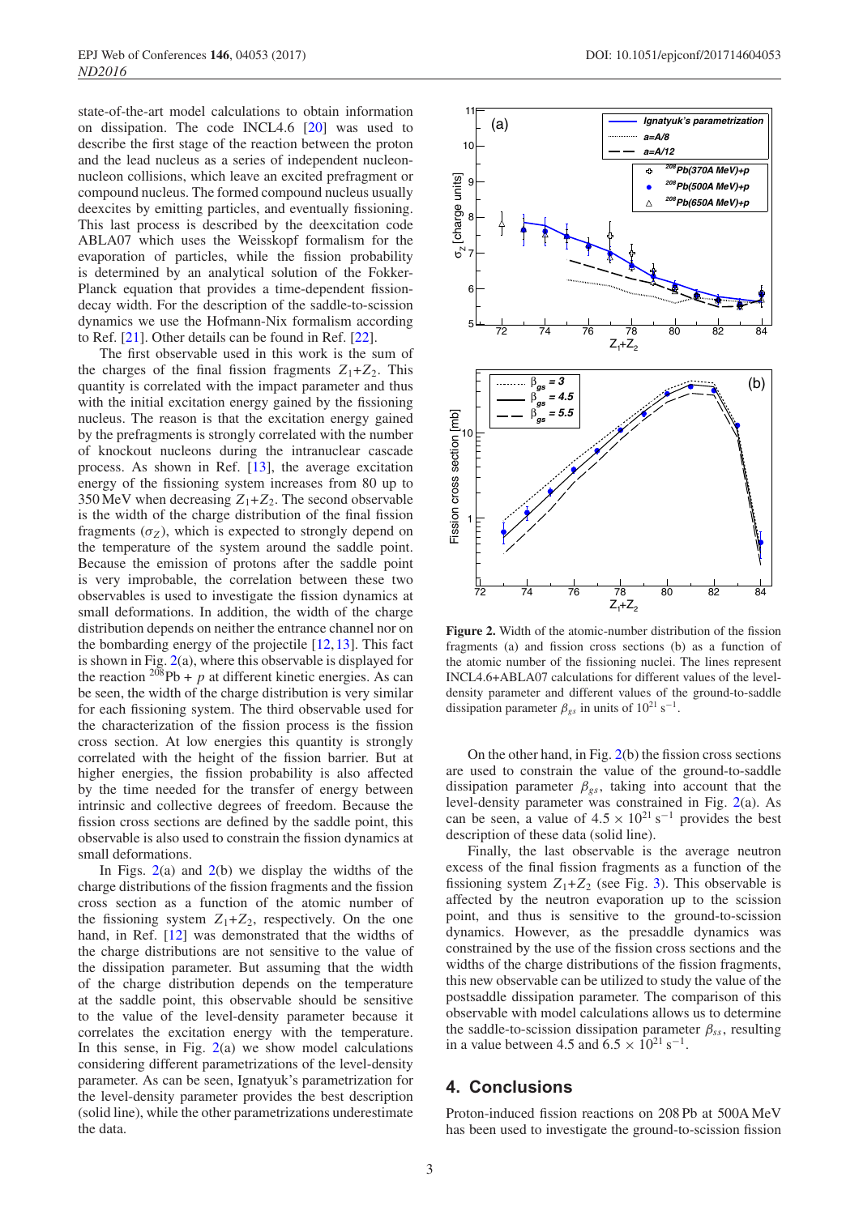state-of-the-art model calculations to obtain information on dissipation. The code INCL4.6 [20] was used to describe the first stage of the reaction between the proton and the lead nucleus as a series of independent nucleon-nucleon collisions, which leave an excited prefragment or compound nucleus. The formed compound nucleus usually deexcites by emitting particles, and eventually fissioning. This last process is described by the deexcitation code ABLA07 which uses the Weisskopf formalism for the evaporation of particles, while the fission probability is determined by an analytical solution of the Fokker-Planck equation that provides a time-dependent fission-decay width. For the description of the saddle-to-scission dynamics we use the Hofmann-Nix formalism according to Ref. [21]. Other details can be found in Ref. [22].

The first observable used in this work is the sum of the charges of the final fission fragments $Z_1$+$Z_2$. This quantity is correlated with the impact parameter and thus with the initial excitation energy gained by the fissioning nucleus. The reason is that the excitation energy gained by the prefragments is strongly correlated with the number of knockout nucleons during the intranuclear cascade process. As shown in Ref. [13], the average excitation energy of the fissioning system increases from 80 up to 350 MeV when decreasing $Z_1$+$Z_2$. The second observable is the width of the charge distribution of the final fission fragments ($\sigma_Z$), which is expected to strongly depend on the temperature of the system around the saddle point. Because the emission of protons after the saddle point is very improbable, the correlation between these two observables is used to investigate the fission dynamics at small deformations. In addition, the width of the charge distribution depends on neither the entrance channel nor on the bombarding energy of the projectile [12,13]. This fact is shown in Fig. 2(a), where this observable is displayed for the reaction $^{208}$Pb + $p$ at different kinetic energies. As can be seen, the width of the charge distribution is very similar for each fissioning system. The third observable used for the characterization of the fission process is the fission cross section. At low energies this quantity is strongly correlated with the height of the fission barrier. But at higher energies, the fission probability is also affected by the time needed for the transfer of energy between intrinsic and collective degrees of freedom. Because the fission cross sections are defined by the saddle point, this observable is also used to constrain the fission dynamics at small deformations.

In Figs. 2(a) and 2(b) we display the widths of the charge distributions of the fission fragments and the fission cross section as a function of the atomic number of the fissioning system $Z_1$+$Z_2$, respectively. On the one hand, in Ref. [12] was demonstrated that the widths of the charge distributions are not sensitive to the value of the dissipation parameter. But assuming that the width of the charge distribution depends on the temperature at the saddle point, this observable should be sensitive to the value of the level-density parameter because it correlates the excitation energy with the temperature. In this sense, in Fig. 2(a) we show model calculations considering different parametrizations of the level-density parameter. As can be seen, Ignatyuk's parametrization for the level-density parameter provides the best description (solid line), while the other parametrizations underestimate the data.

**Figure 2.** Width of the atomic-number distribution of the fission fragments (a) and fission cross sections (b) as a function of the atomic number of the fissioning nuclei. The lines represent INCL4.6+ABLA07 calculations for different values of the level-density parameter and different values of the ground-to-saddle dissipation parameter $\beta_{gs}$ in units of $10^{21}$ s$^{-1}$.

On the other hand, in Fig. 2(b) the fission cross sections are used to constrain the value of the ground-to-saddle dissipation parameter $\beta_{gs}$, taking into account that the level-density parameter was constrained in Fig. 2(a). As can be seen, a value of $4.5 \times 10^{21}$ s$^{-1}$ provides the best description of these data (solid line).

Finally, the last observable is the average neutron excess of the final fission fragments as a function of the fissioning system $Z_1$+$Z_2$ (see Fig. 3). This observable is affected by the neutron evaporation up to the scission point, and thus is sensitive to the ground-to-scission dynamics. However, as the presaddle dynamics was constrained by the use of the fission cross sections and the widths of the charge distributions of the fission fragments, this new observable can be utilized to study the value of the postsaddle dissipation parameter. The comparison of this observable with model calculations allows us to determine the saddle-to-scission dissipation parameter $\beta_{ss}$, resulting in a value between 4.5 and $6.5 \times 10^{21}$ s$^{-1}$.

## 4. Conclusions

Proton-induced fission reactions on 208 Pb at 500A MeV has been used to investigate the ground-to-scission fission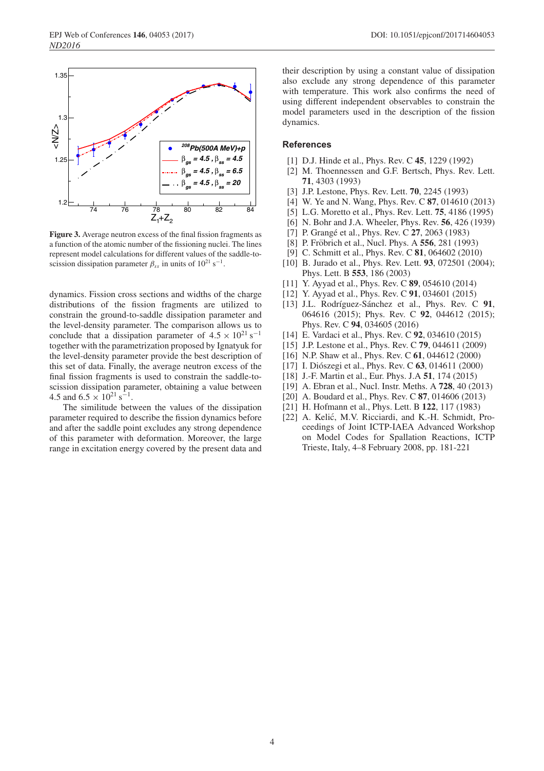1.35

1.3

1.25

1.2

<N/Z>

74 76 78 80 82 84

$Z_1+Z_2$

$^{208}$Pb(500A MeV)+p

$\beta_{gs}$ = 4.5 , $\beta_{ss}$ = 4.5

$\beta_{gs}$ = 4.5 , $\beta_{ss}$ = 6.5

$\beta_{gs}$ = 4.5 , $\beta_{ss}$ = 20

**Figure 3.** Average neutron excess of the final fission fragments as a function of the atomic number of the fissioning nuclei. The lines represent model calculations for different values of the saddle-to-scission dissipation parameter $\beta_{ss}$ in units of $10^{21}$ s$^{-1}$.

dynamics. Fission cross sections and widths of the charge distributions of the fission fragments are utilized to constrain the ground-to-saddle dissipation parameter and the level-density parameter. The comparison allows us to conclude that a dissipation parameter of $4.5 \times 10^{21}$ s$^{-1}$ together with the parametrization proposed by Ignatyuk for the level-density parameter provide the best description of this set of data. Finally, the average neutron excess of the final fission fragments is used to constrain the saddle-to-scission dissipation parameter, obtaining a value between 4.5 and $6.5 \times 10^{21}$ s$^{-1}$.

The similitude between the values of the dissipation parameter required to describe the fission dynamics before and after the saddle point excludes any strong dependence of this parameter with deformation. Moreover, the large range in excitation energy covered by the present data and their description by using a constant value of dissipation also exclude any strong dependence of this parameter with temperature. This work also confirms the need of using different independent observables to constrain the model parameters used in the description of the fission dynamics.

## References

[1] D.J. Hinde et al., Phys. Rev. C **45**, 1229 (1992)
[2] M. Thoennessen and G.F. Bertsch, Phys. Rev. Lett. **71**, 4303 (1993)
[3] J.P. Lestone, Phys. Rev. Lett. **70**, 2245 (1993)
[4] W. Ye and N. Wang, Phys. Rev. C **87**, 014610 (2013)
[5] L.G. Moretto et al., Phys. Rev. Lett. **75**, 4186 (1995)
[6] N. Bohr and J.A. Wheeler, Phys. Rev. **56**, 426 (1939)
[7] P. Grangé et al., Phys. Rev. C **27**, 2063 (1983)
[8] P. Fröbrich et al., Nucl. Phys. A **556**, 281 (1993)
[9] C. Schmitt et al., Phys. Rev. C **81**, 064602 (2010)
[10] B. Jurado et al., Phys. Rev. Lett. **93**, 072501 (2004); Phys. Lett. B **553**, 186 (2003)
[11] Y. Ayyad et al., Phys. Rev. C **89**, 054610 (2014)
[12] Y. Ayyad et al., Phys. Rev. C **91**, 034601 (2015)
[13] J.L. Rodríguez-Sánchez et al., Phys. Rev. C **91**, 064616 (2015); Phys. Rev. C **92**, 044612 (2015); Phys. Rev. C **94**, 034605 (2016)
[14] E. Vardaci et al., Phys. Rev. C **92**, 034610 (2015)
[15] J.P. Lestone et al., Phys. Rev. C **79**, 044611 (2009)
[16] N.P. Shaw et al., Phys. Rev. C **61**, 044612 (2000)
[17] I. Diószegi et al., Phys. Rev. C **63**, 014611 (2000)
[18] J.-F. Martin et al., Eur. Phys. J.A **51**, 174 (2015)
[19] A. Ebran et al., Nucl. Instr. Meths. A **728**, 40 (2013)
[20] A. Boudard et al., Phys. Rev. C **87**, 014606 (2013)
[21] H. Hofmann et al., Phys. Lett. B **122**, 117 (1983)
[22] A. Kelić, M.V. Ricciardi, and K.-H. Schmidt, Proceedings of Joint ICTP-IAEA Advanced Workshop on Model Codes for Spallation Reactions, ICTP Trieste, Italy, 4–8 February 2008, pp. 181-221